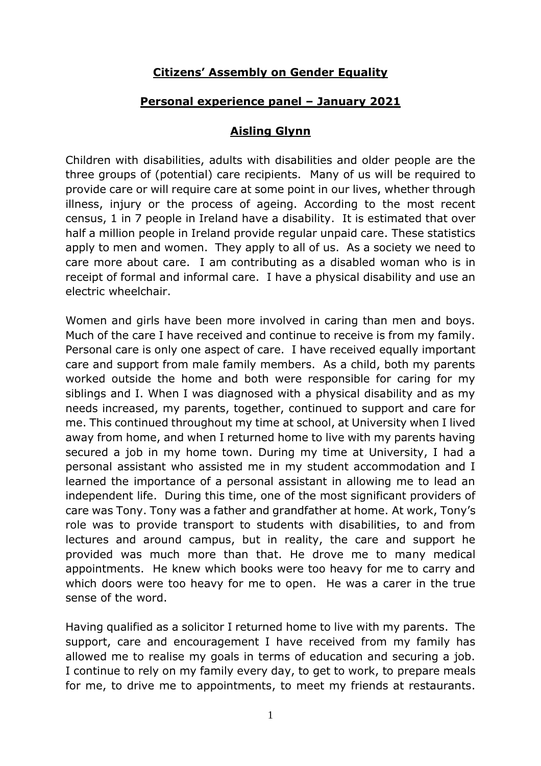# Citizens' Assembly on Gender Equality

## Personal experience panel – January 2021

## Aisling Glynn

Children with disabilities, adults with disabilities and older people are the three groups of (potential) care recipients. Many of us will be required to provide care or will require care at some point in our lives, whether through illness, injury or the process of ageing. According to the most recent census, 1 in 7 people in Ireland have a disability. It is estimated that over half a million people in Ireland provide regular unpaid care. These statistics apply to men and women. They apply to all of us. As a society we need to care more about care. I am contributing as a disabled woman who is in receipt of formal and informal care. I have a physical disability and use an electric wheelchair.

Women and girls have been more involved in caring than men and boys. Much of the care I have received and continue to receive is from my family. Personal care is only one aspect of care. I have received equally important care and support from male family members. As a child, both my parents worked outside the home and both were responsible for caring for my siblings and I. When I was diagnosed with a physical disability and as my needs increased, my parents, together, continued to support and care for me. This continued throughout my time at school, at University when I lived away from home, and when I returned home to live with my parents having secured a job in my home town. During my time at University, I had a personal assistant who assisted me in my student accommodation and I learned the importance of a personal assistant in allowing me to lead an independent life. During this time, one of the most significant providers of care was Tony. Tony was a father and grandfather at home. At work, Tony's role was to provide transport to students with disabilities, to and from lectures and around campus, but in reality, the care and support he provided was much more than that. He drove me to many medical appointments. He knew which books were too heavy for me to carry and which doors were too heavy for me to open. He was a carer in the true sense of the word.

Having qualified as a solicitor I returned home to live with my parents. The support, care and encouragement I have received from my family has allowed me to realise my goals in terms of education and securing a job. I continue to rely on my family every day, to get to work, to prepare meals for me, to drive me to appointments, to meet my friends at restaurants.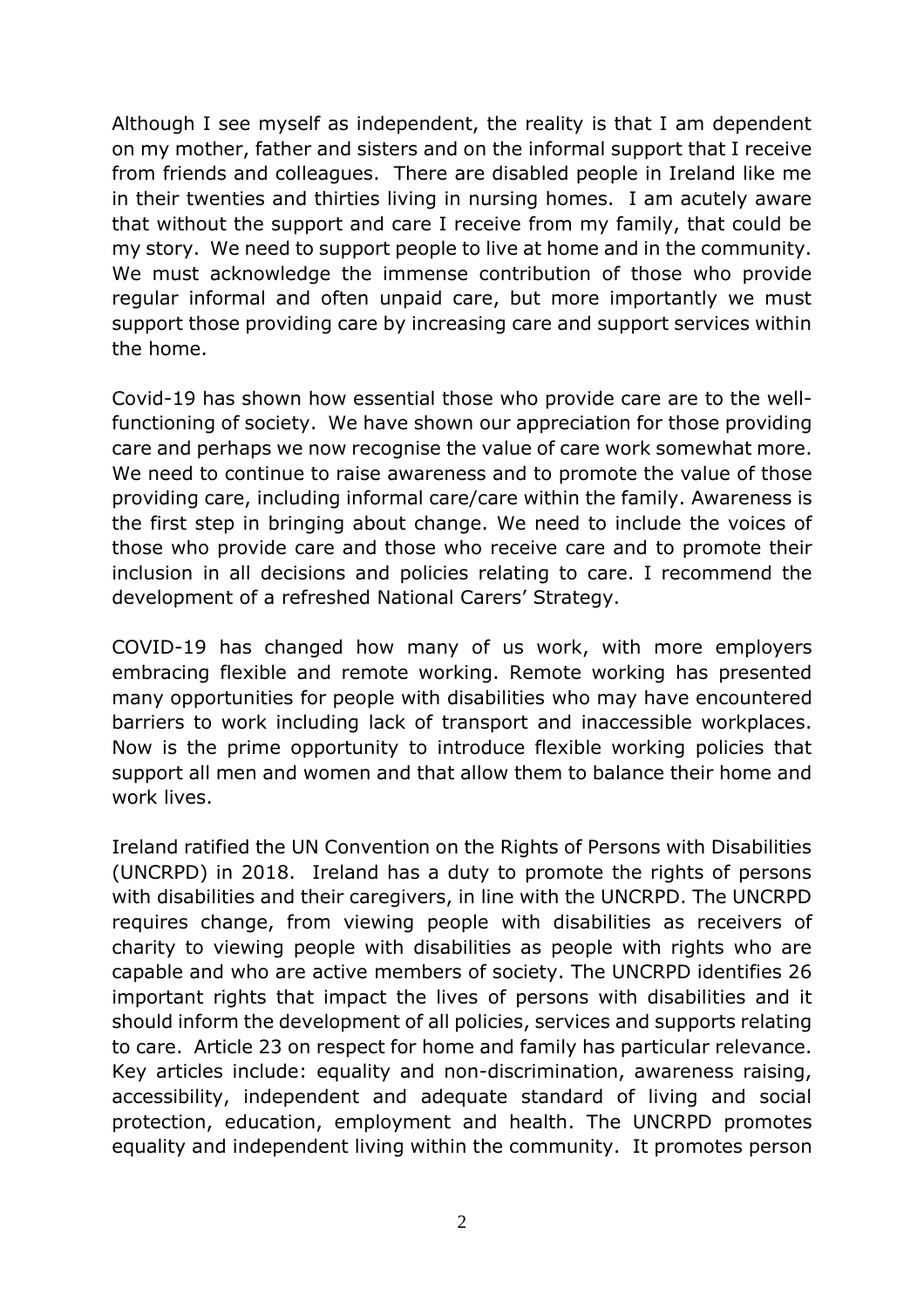Although I see myself as independent, the reality is that I am dependent on my mother, father and sisters and on the informal support that I receive from friends and colleagues. There are disabled people in Ireland like me in their twenties and thirties living in nursing homes. I am acutely aware that without the support and care I receive from my family, that could be my story. We need to support people to live at home and in the community. We must acknowledge the immense contribution of those who provide regular informal and often unpaid care, but more importantly we must support those providing care by increasing care and support services within the home.

Covid-19 has shown how essential those who provide care are to the well-functioning of society. We have shown our appreciation for those providing care and perhaps we now recognise the value of care work somewhat more. We need to continue to raise awareness and to promote the value of those providing care, including informal care/care within the family. Awareness is the first step in bringing about change. We need to include the voices of those who provide care and those who receive care and to promote their inclusion in all decisions and policies relating to care. I recommend the development of a refreshed National Carers' Strategy.

COVID-19 has changed how many of us work, with more employers embracing flexible and remote working. Remote working has presented many opportunities for people with disabilities who may have encountered barriers to work including lack of transport and inaccessible workplaces. Now is the prime opportunity to introduce flexible working policies that support all men and women and that allow them to balance their home and work lives.

Ireland ratified the UN Convention on the Rights of Persons with Disabilities (UNCRPD) in 2018. Ireland has a duty to promote the rights of persons with disabilities and their caregivers, in line with the UNCRPD. The UNCRPD requires change, from viewing people with disabilities as receivers of charity to viewing people with disabilities as people with rights who are capable and who are active members of society. The UNCRPD identifies 26 important rights that impact the lives of persons with disabilities and it should inform the development of all policies, services and supports relating to care. Article 23 on respect for home and family has particular relevance. Key articles include: equality and non-discrimination, awareness raising, accessibility, independent and adequate standard of living and social protection, education, employment and health. The UNCRPD promotes equality and independent living within the community. It promotes person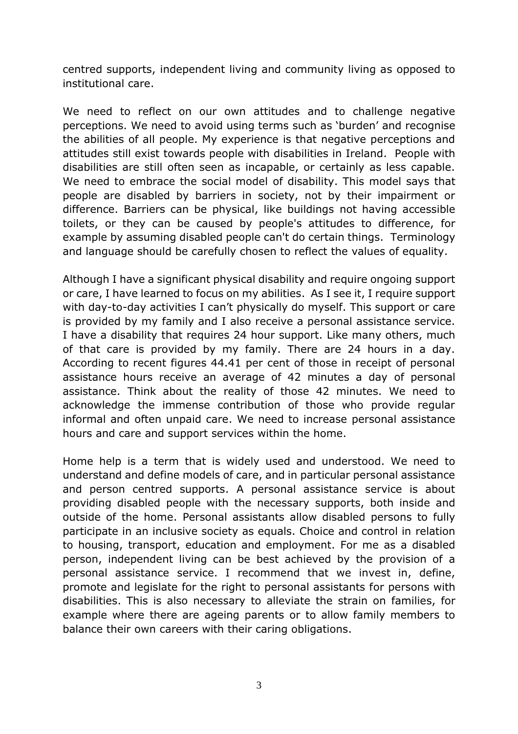centred supports, independent living and community living as opposed to institutional care.

We need to reflect on our own attitudes and to challenge negative perceptions. We need to avoid using terms such as 'burden' and recognise the abilities of all people. My experience is that negative perceptions and attitudes still exist towards people with disabilities in Ireland. People with disabilities are still often seen as incapable, or certainly as less capable. We need to embrace the social model of disability. This model says that people are disabled by barriers in society, not by their impairment or difference. Barriers can be physical, like buildings not having accessible toilets, or they can be caused by people's attitudes to difference, for example by assuming disabled people can't do certain things. Terminology and language should be carefully chosen to reflect the values of equality.

Although I have a significant physical disability and require ongoing support or care, I have learned to focus on my abilities. As I see it, I require support with day-to-day activities I can't physically do myself. This support or care is provided by my family and I also receive a personal assistance service. I have a disability that requires 24 hour support. Like many others, much of that care is provided by my family. There are 24 hours in a day. According to recent figures 44.41 per cent of those in receipt of personal assistance hours receive an average of 42 minutes a day of personal assistance. Think about the reality of those 42 minutes. We need to acknowledge the immense contribution of those who provide regular informal and often unpaid care. We need to increase personal assistance hours and care and support services within the home.

Home help is a term that is widely used and understood. We need to understand and define models of care, and in particular personal assistance and person centred supports. A personal assistance service is about providing disabled people with the necessary supports, both inside and outside of the home. Personal assistants allow disabled persons to fully participate in an inclusive society as equals. Choice and control in relation to housing, transport, education and employment. For me as a disabled person, independent living can be best achieved by the provision of a personal assistance service. I recommend that we invest in, define, promote and legislate for the right to personal assistants for persons with disabilities. This is also necessary to alleviate the strain on families, for example where there are ageing parents or to allow family members to balance their own careers with their caring obligations.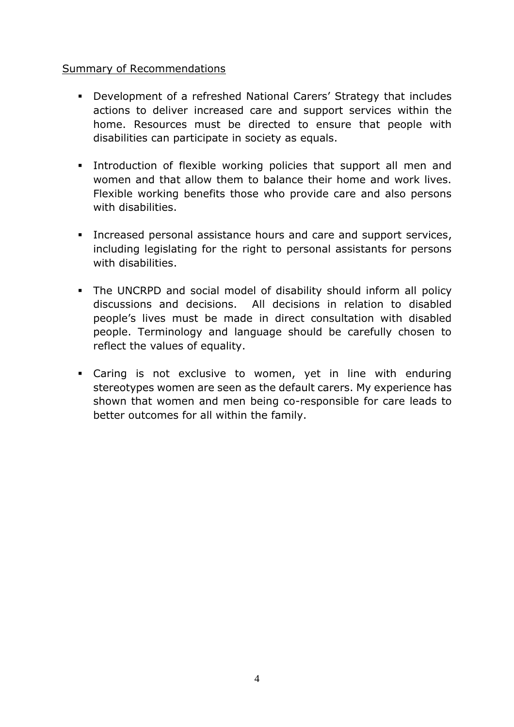Summary of Recommendations

- Development of a refreshed National Carers' Strategy that includes actions to deliver increased care and support services within the home. Resources must be directed to ensure that people with disabilities can participate in society as equals.

- Introduction of flexible working policies that support all men and women and that allow them to balance their home and work lives. Flexible working benefits those who provide care and also persons with disabilities.

- Increased personal assistance hours and care and support services, including legislating for the right to personal assistants for persons with disabilities.

- The UNCRPD and social model of disability should inform all policy discussions and decisions. All decisions in relation to disabled people's lives must be made in direct consultation with disabled people. Terminology and language should be carefully chosen to reflect the values of equality.

- Caring is not exclusive to women, yet in line with enduring stereotypes women are seen as the default carers. My experience has shown that women and men being co-responsible for care leads to better outcomes for all within the family.